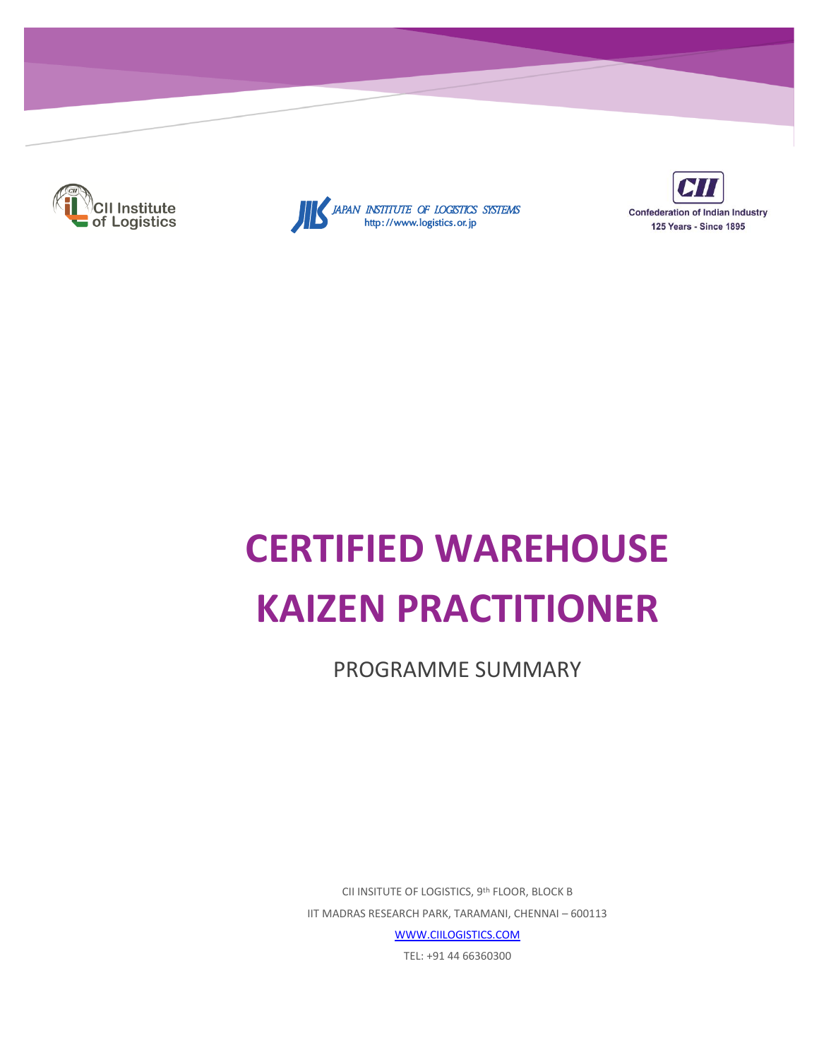CII Institute of Logistics

JAPAN INSTITUTE OF LOGISTICS SYSTEMS
http://www.logistics.or.jp

CII
Confederation of Indian Industry
125 Years - Since 1895

# CERTIFIED WAREHOUSE KAIZEN PRACTITIONER

PROGRAMME SUMMARY

CII INSITUTE OF LOGISTICS, 9th FLOOR, BLOCK B

IIT MADRAS RESEARCH PARK, TARAMANI, CHENNAI – 600113

WWW.CIILOGISTICS.COM

TEL: +91 44 66360300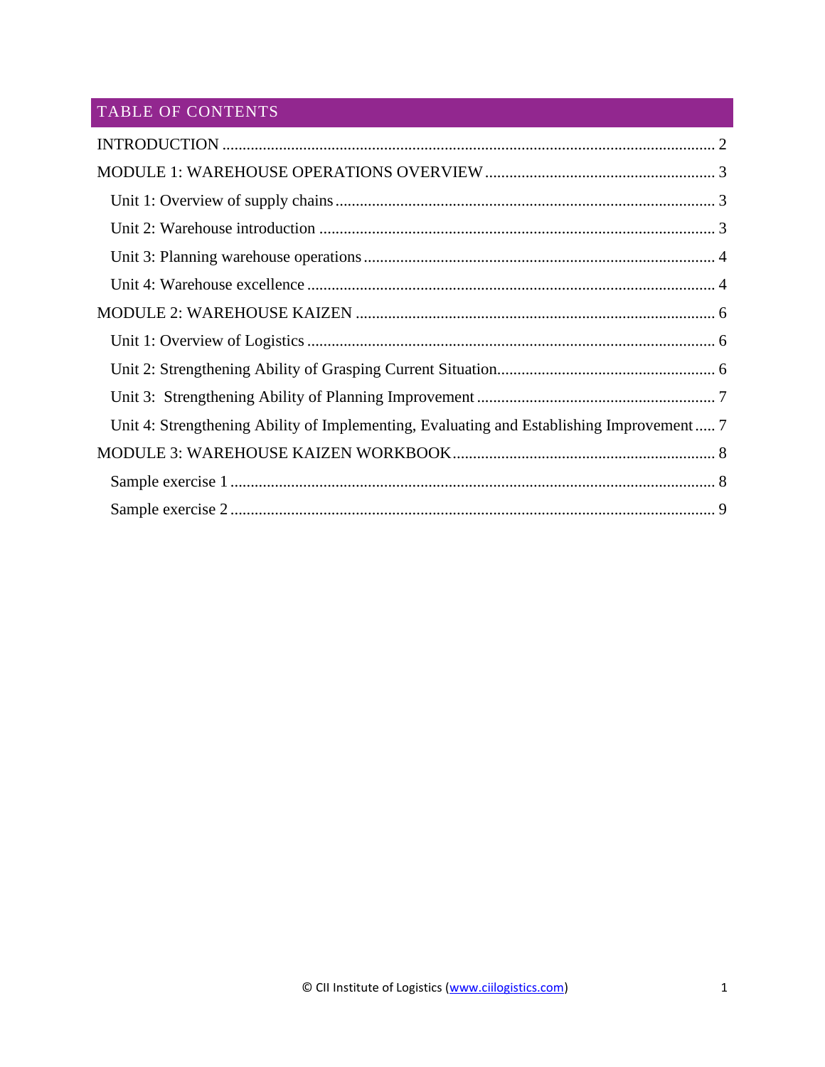# TABLE OF CONTENTS

INTRODUCTION ........................................................................................................................ 2

MODULE 1: WAREHOUSE OPERATIONS OVERVIEW ........................................................ 3

- Unit 1: Overview of supply chains ............................................................................................ 3
- Unit 2: Warehouse introduction ................................................................................................ 3
- Unit 3: Planning warehouse operations ..................................................................................... 4
- Unit 4: Warehouse excellence .................................................................................................... 4

MODULE 2: WAREHOUSE KAIZEN ......................................................................................... 6

- Unit 1: Overview of Logistics .................................................................................................... 6
- Unit 2: Strengthening Ability of Grasping Current Situation ..................................................... 6
- Unit 3: Strengthening Ability of Planning Improvement .......................................................... 7
- Unit 4: Strengthening Ability of Implementing, Evaluating and Establishing Improvement ..... 7

MODULE 3: WAREHOUSE KAIZEN WORKBOOK ................................................................ 8

- Sample exercise 1 ....................................................................................................................... 8
- Sample exercise 2 ....................................................................................................................... 9

© CII Institute of Logistics (www.ciilogistics.com)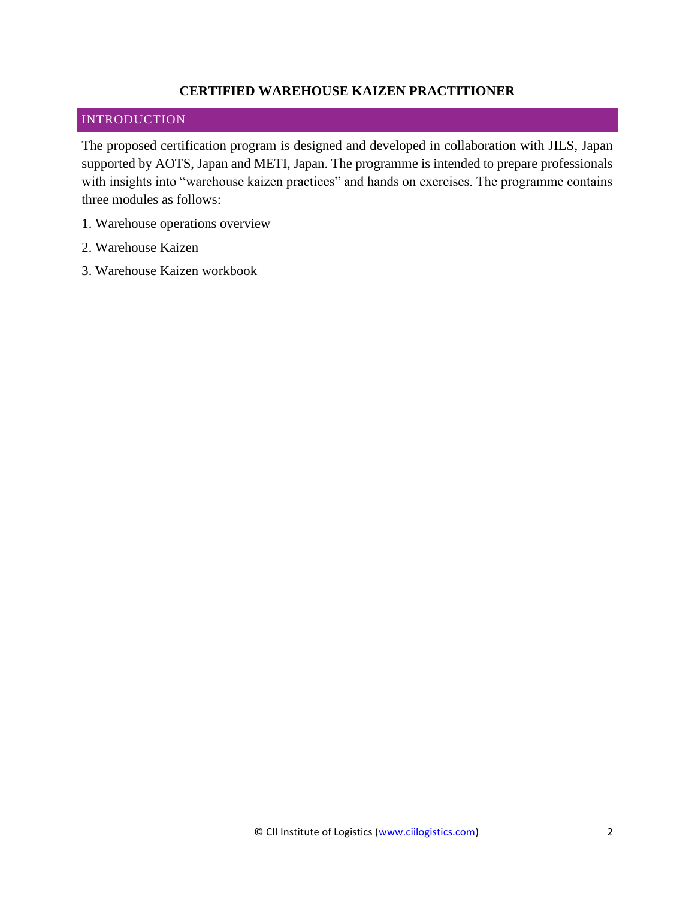# CERTIFIED WAREHOUSE KAIZEN PRACTITIONER

## INTRODUCTION

The proposed certification program is designed and developed in collaboration with JILS, Japan supported by AOTS, Japan and METI, Japan. The programme is intended to prepare professionals with insights into "warehouse kaizen practices" and hands on exercises. The programme contains three modules as follows:

1. Warehouse operations overview
2. Warehouse Kaizen
3. Warehouse Kaizen workbook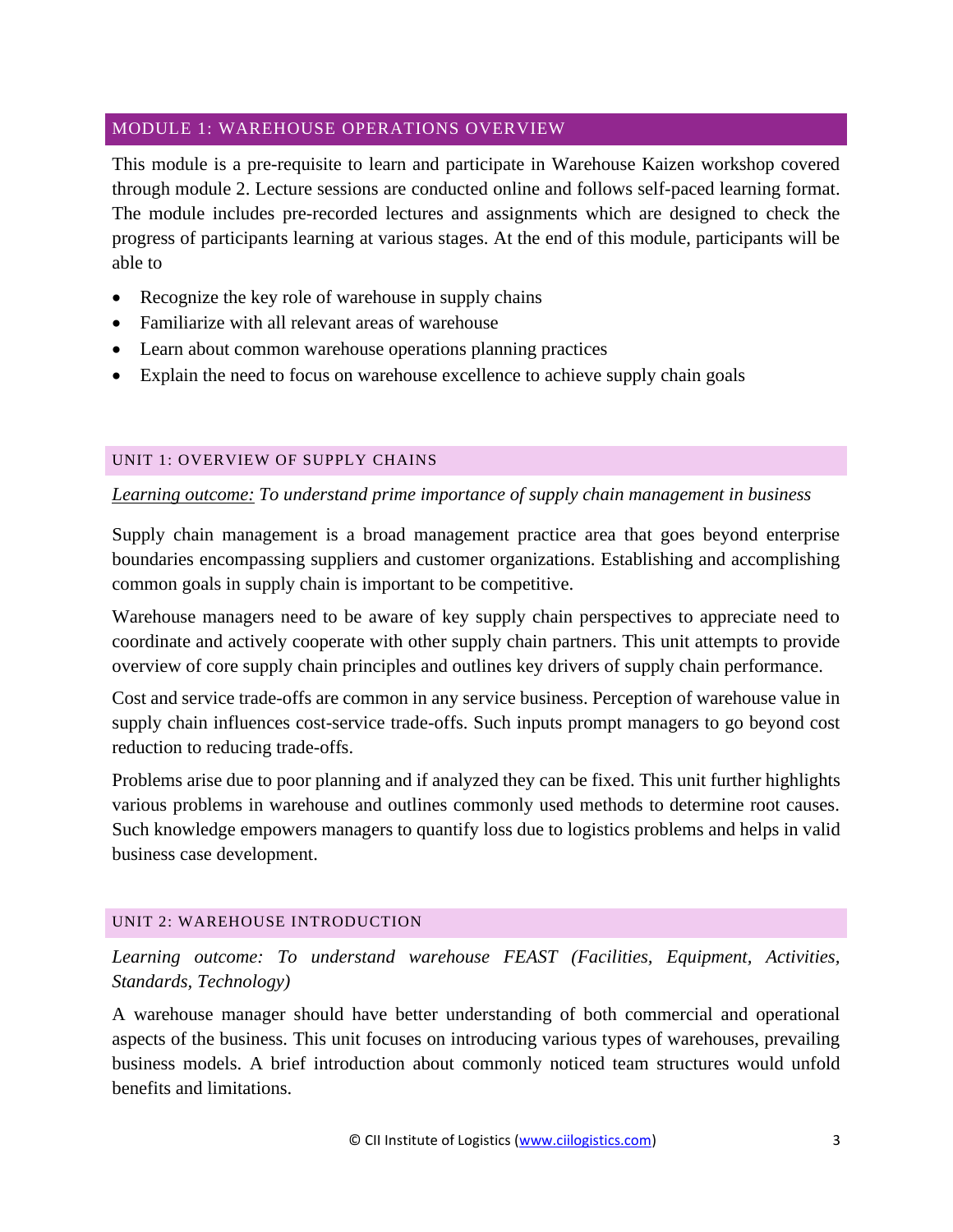## MODULE 1: WAREHOUSE OPERATIONS OVERVIEW

This module is a pre-requisite to learn and participate in Warehouse Kaizen workshop covered through module 2. Lecture sessions are conducted online and follows self-paced learning format. The module includes pre-recorded lectures and assignments which are designed to check the progress of participants learning at various stages. At the end of this module, participants will be able to

- Recognize the key role of warehouse in supply chains
- Familiarize with all relevant areas of warehouse
- Learn about common warehouse operations planning practices
- Explain the need to focus on warehouse excellence to achieve supply chain goals

### UNIT 1: OVERVIEW OF SUPPLY CHAINS

<u>*Learning outcome:*</u> *To understand prime importance of supply chain management in business*

Supply chain management is a broad management practice area that goes beyond enterprise boundaries encompassing suppliers and customer organizations. Establishing and accomplishing common goals in supply chain is important to be competitive.

Warehouse managers need to be aware of key supply chain perspectives to appreciate need to coordinate and actively cooperate with other supply chain partners. This unit attempts to provide overview of core supply chain principles and outlines key drivers of supply chain performance.

Cost and service trade-offs are common in any service business. Perception of warehouse value in supply chain influences cost-service trade-offs. Such inputs prompt managers to go beyond cost reduction to reducing trade-offs.

Problems arise due to poor planning and if analyzed they can be fixed. This unit further highlights various problems in warehouse and outlines commonly used methods to determine root causes. Such knowledge empowers managers to quantify loss due to logistics problems and helps in valid business case development.

### UNIT 2: WAREHOUSE INTRODUCTION

*Learning outcome: To understand warehouse FEAST (Facilities, Equipment, Activities, Standards, Technology)*

A warehouse manager should have better understanding of both commercial and operational aspects of the business. This unit focuses on introducing various types of warehouses, prevailing business models. A brief introduction about commonly noticed team structures would unfold benefits and limitations.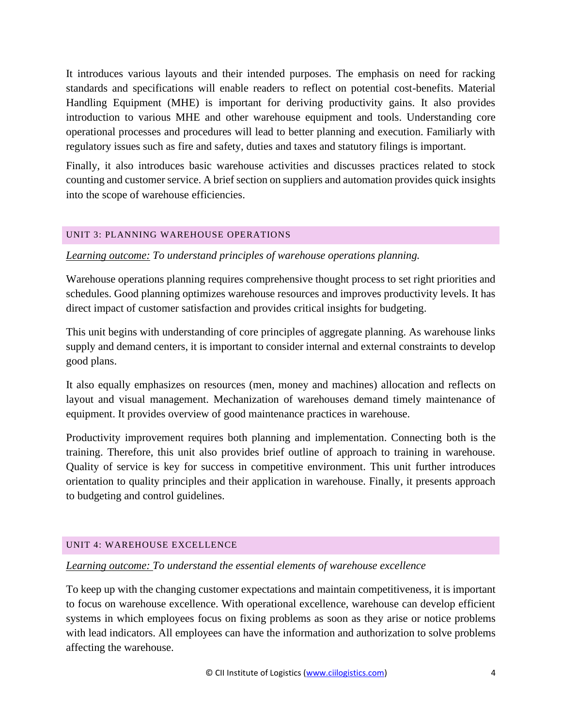It introduces various layouts and their intended purposes. The emphasis on need for racking standards and specifications will enable readers to reflect on potential cost-benefits. Material Handling Equipment (MHE) is important for deriving productivity gains. It also provides introduction to various MHE and other warehouse equipment and tools. Understanding core operational processes and procedures will lead to better planning and execution. Familiarly with regulatory issues such as fire and safety, duties and taxes and statutory filings is important.

Finally, it also introduces basic warehouse activities and discusses practices related to stock counting and customer service. A brief section on suppliers and automation provides quick insights into the scope of warehouse efficiencies.

## UNIT 3: PLANNING WAREHOUSE OPERATIONS

*Learning outcome: To understand principles of warehouse operations planning.*

Warehouse operations planning requires comprehensive thought process to set right priorities and schedules. Good planning optimizes warehouse resources and improves productivity levels. It has direct impact of customer satisfaction and provides critical insights for budgeting.

This unit begins with understanding of core principles of aggregate planning. As warehouse links supply and demand centers, it is important to consider internal and external constraints to develop good plans.

It also equally emphasizes on resources (men, money and machines) allocation and reflects on layout and visual management. Mechanization of warehouses demand timely maintenance of equipment. It provides overview of good maintenance practices in warehouse.

Productivity improvement requires both planning and implementation. Connecting both is the training. Therefore, this unit also provides brief outline of approach to training in warehouse. Quality of service is key for success in competitive environment. This unit further introduces orientation to quality principles and their application in warehouse. Finally, it presents approach to budgeting and control guidelines.

## UNIT 4: WAREHOUSE EXCELLENCE

*Learning outcome: To understand the essential elements of warehouse excellence*

To keep up with the changing customer expectations and maintain competitiveness, it is important to focus on warehouse excellence. With operational excellence, warehouse can develop efficient systems in which employees focus on fixing problems as soon as they arise or notice problems with lead indicators. All employees can have the information and authorization to solve problems affecting the warehouse.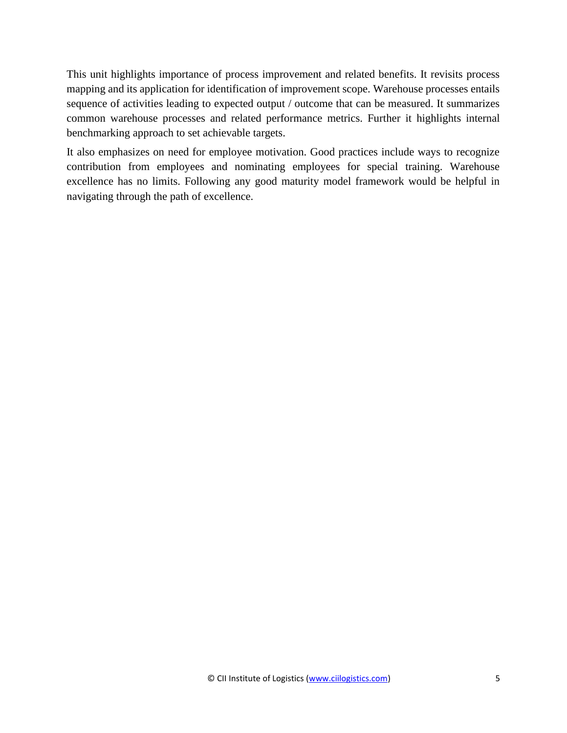This unit highlights importance of process improvement and related benefits. It revisits process mapping and its application for identification of improvement scope. Warehouse processes entails sequence of activities leading to expected output / outcome that can be measured. It summarizes common warehouse processes and related performance metrics. Further it highlights internal benchmarking approach to set achievable targets.

It also emphasizes on need for employee motivation. Good practices include ways to recognize contribution from employees and nominating employees for special training. Warehouse excellence has no limits. Following any good maturity model framework would be helpful in navigating through the path of excellence.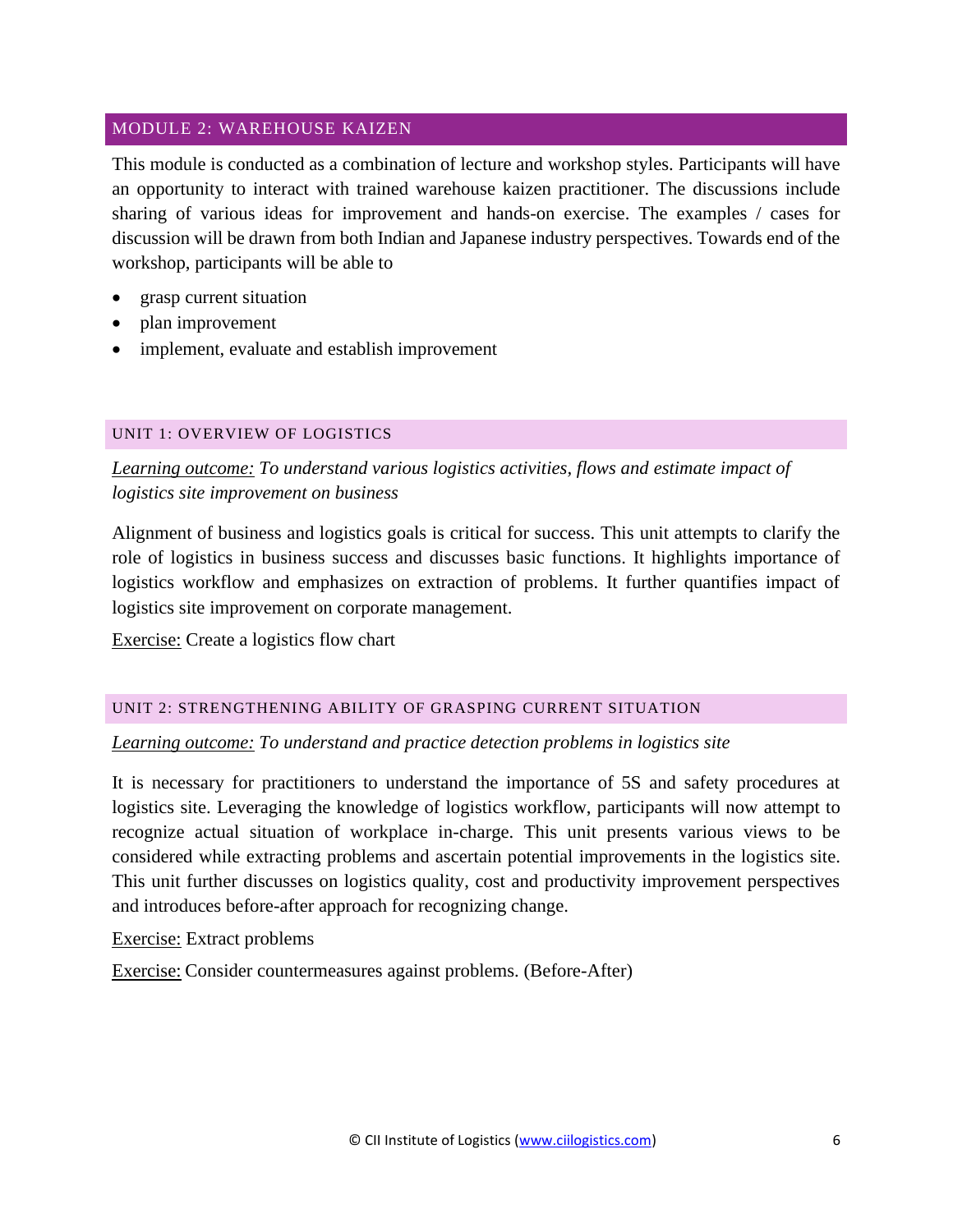## MODULE 2: WAREHOUSE KAIZEN

This module is conducted as a combination of lecture and workshop styles. Participants will have an opportunity to interact with trained warehouse kaizen practitioner. The discussions include sharing of various ideas for improvement and hands-on exercise. The examples / cases for discussion will be drawn from both Indian and Japanese industry perspectives. Towards end of the workshop, participants will be able to

- grasp current situation
- plan improvement
- implement, evaluate and establish improvement

### UNIT 1: OVERVIEW OF LOGISTICS

Learning outcome: *To understand various logistics activities, flows and estimate impact of logistics site improvement on business*

Alignment of business and logistics goals is critical for success. This unit attempts to clarify the role of logistics in business success and discusses basic functions. It highlights importance of logistics workflow and emphasizes on extraction of problems. It further quantifies impact of logistics site improvement on corporate management.

Exercise: Create a logistics flow chart

### UNIT 2: STRENGTHENING ABILITY OF GRASPING CURRENT SITUATION

Learning outcome: *To understand and practice detection problems in logistics site*

It is necessary for practitioners to understand the importance of 5S and safety procedures at logistics site. Leveraging the knowledge of logistics workflow, participants will now attempt to recognize actual situation of workplace in-charge. This unit presents various views to be considered while extracting problems and ascertain potential improvements in the logistics site. This unit further discusses on logistics quality, cost and productivity improvement perspectives and introduces before-after approach for recognizing change.

Exercise: Extract problems

Exercise: Consider countermeasures against problems. (Before-After)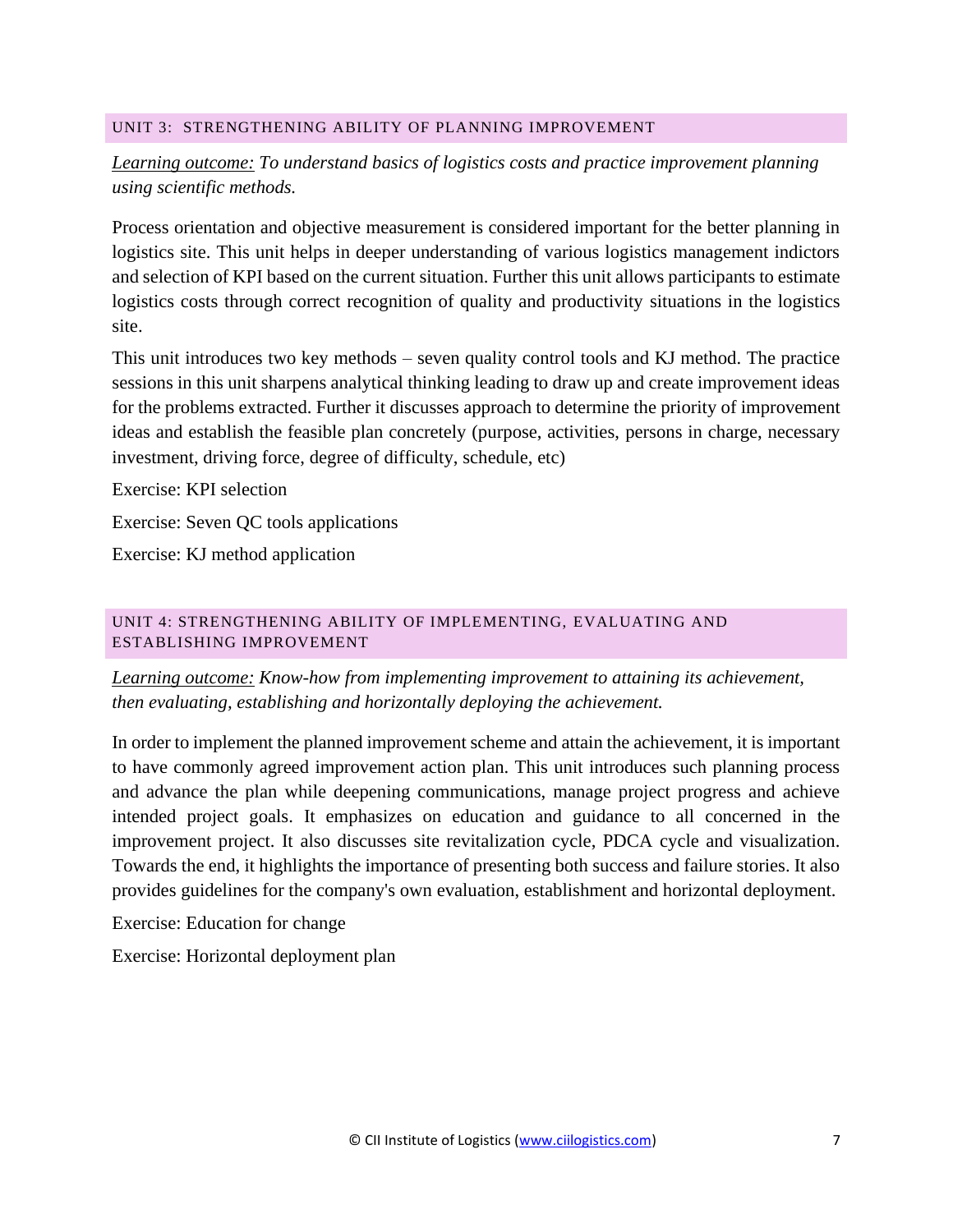## UNIT 3: STRENGTHENING ABILITY OF PLANNING IMPROVEMENT

Learning outcome: *To understand basics of logistics costs and practice improvement planning using scientific methods.*

Process orientation and objective measurement is considered important for the better planning in logistics site. This unit helps in deeper understanding of various logistics management indictors and selection of KPI based on the current situation. Further this unit allows participants to estimate logistics costs through correct recognition of quality and productivity situations in the logistics site.

This unit introduces two key methods – seven quality control tools and KJ method. The practice sessions in this unit sharpens analytical thinking leading to draw up and create improvement ideas for the problems extracted. Further it discusses approach to determine the priority of improvement ideas and establish the feasible plan concretely (purpose, activities, persons in charge, necessary investment, driving force, degree of difficulty, schedule, etc)

Exercise: KPI selection

Exercise: Seven QC tools applications

Exercise: KJ method application

## UNIT 4: STRENGTHENING ABILITY OF IMPLEMENTING, EVALUATING AND ESTABLISHING IMPROVEMENT

Learning outcome: *Know-how from implementing improvement to attaining its achievement, then evaluating, establishing and horizontally deploying the achievement.*

In order to implement the planned improvement scheme and attain the achievement, it is important to have commonly agreed improvement action plan. This unit introduces such planning process and advance the plan while deepening communications, manage project progress and achieve intended project goals. It emphasizes on education and guidance to all concerned in the improvement project. It also discusses site revitalization cycle, PDCA cycle and visualization. Towards the end, it highlights the importance of presenting both success and failure stories. It also provides guidelines for the company's own evaluation, establishment and horizontal deployment.

Exercise: Education for change

Exercise: Horizontal deployment plan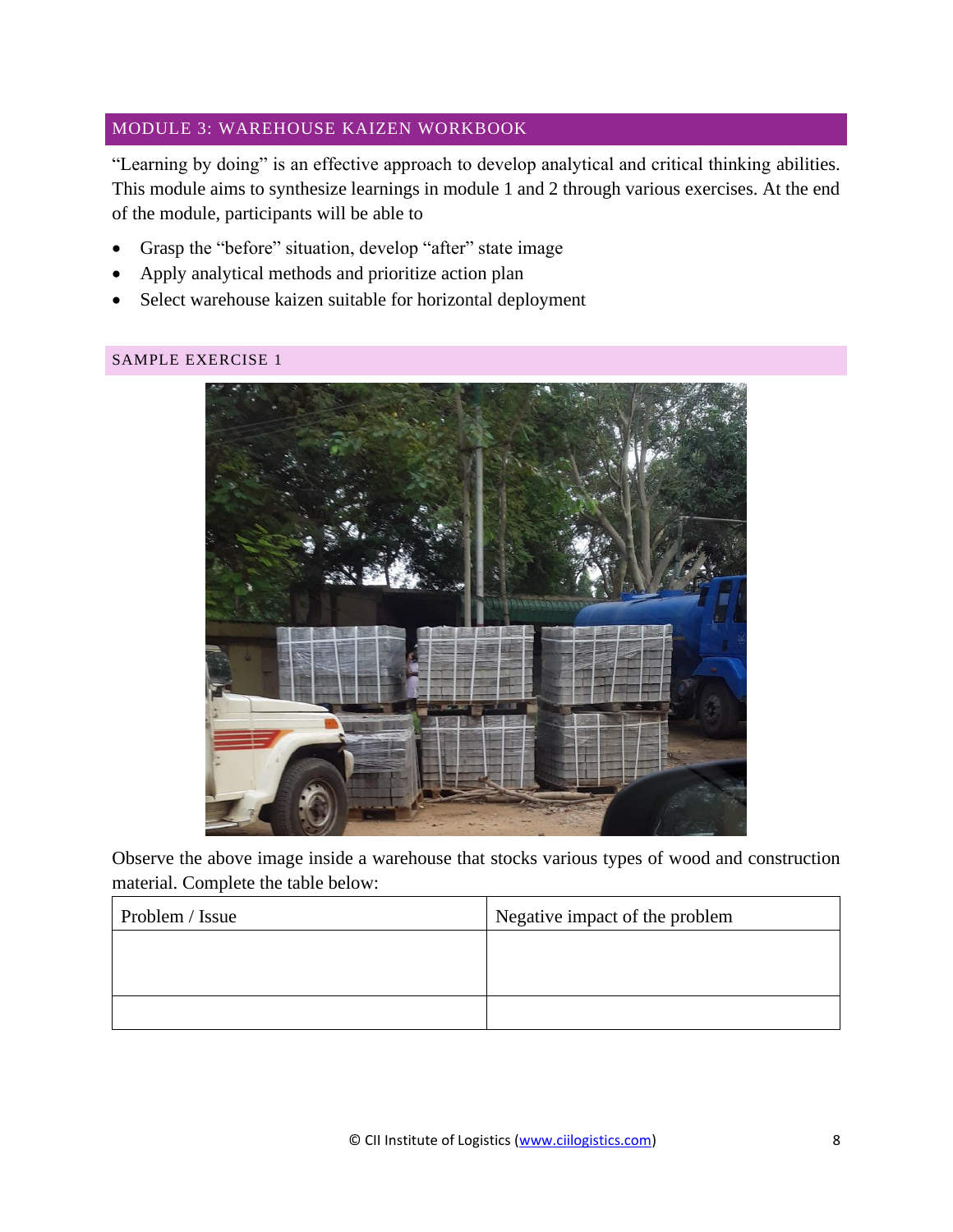## MODULE 3: WAREHOUSE KAIZEN WORKBOOK

"Learning by doing" is an effective approach to develop analytical and critical thinking abilities. This module aims to synthesize learnings in module 1 and 2 through various exercises. At the end of the module, participants will be able to

- Grasp the "before" situation, develop "after" state image
- Apply analytical methods and prioritize action plan
- Select warehouse kaizen suitable for horizontal deployment

### SAMPLE EXERCISE 1

Observe the above image inside a warehouse that stocks various types of wood and construction material. Complete the table below:

| Problem / Issue | Negative impact of the problem |
| --- | --- |
| | |
| | |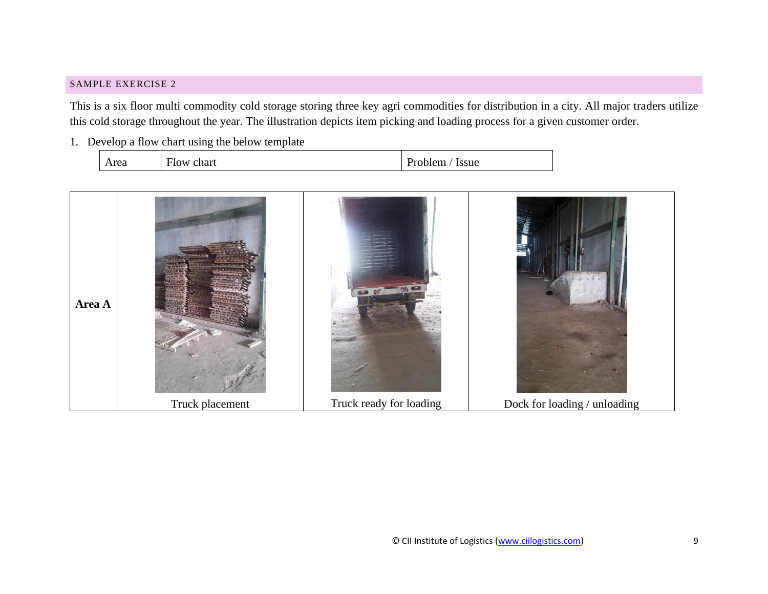SAMPLE EXERCISE 2

This is a six floor multi commodity cold storage storing three key agri commodities for distribution in a city. All major traders utilize this cold storage throughout the year. The illustration depicts item picking and loading process for a given customer order.

1. Develop a flow chart using the below template

| Area | Flow chart | Problem / Issue |
|---|---|---|

| | | | |
|---|---|---|---|
| **Area A** | Truck placement | Truck ready for loading | Dock for loading / unloading |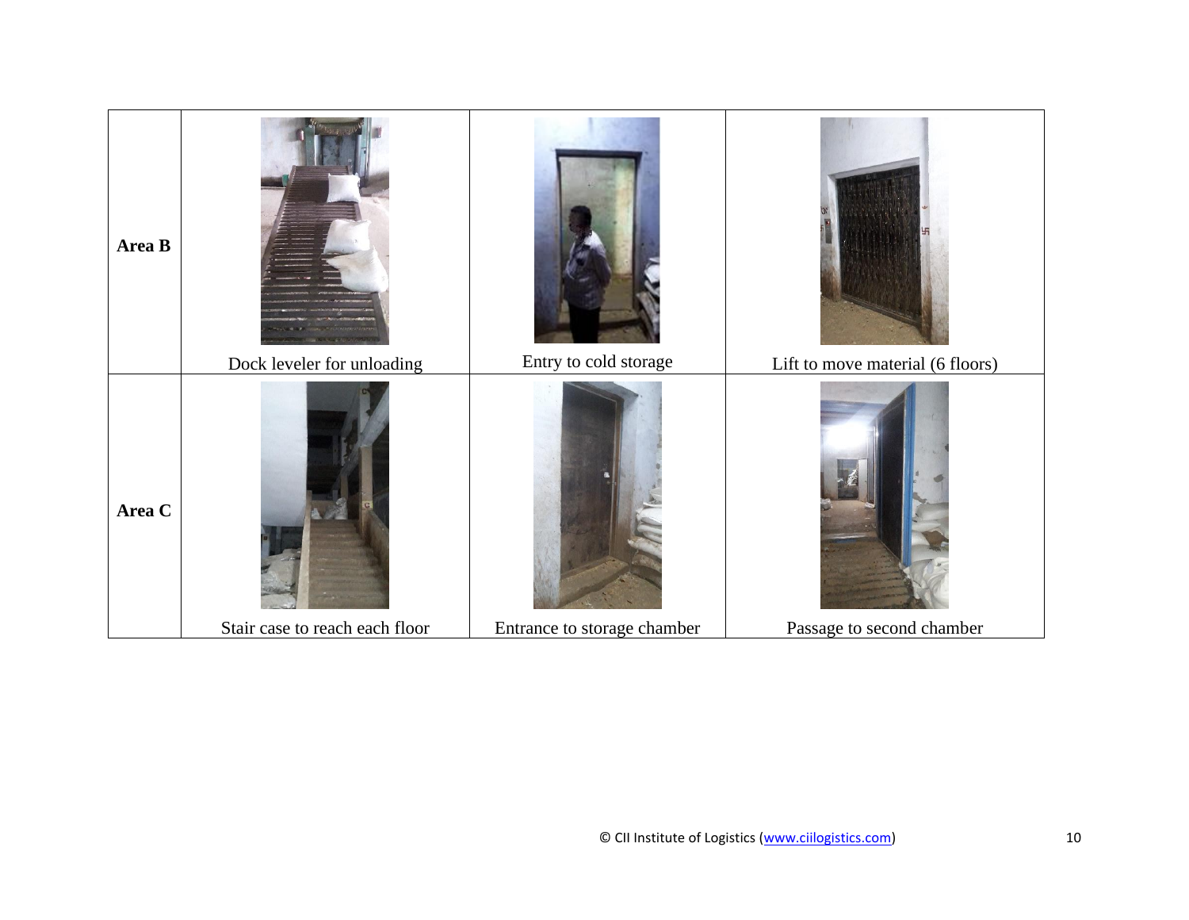| | | | |
|---|---|---|---|
| **Area B** | Dock leveler for unloading | Entry to cold storage | Lift to move material (6 floors) |
| **Area C** | Stair case to reach each floor | Entrance to storage chamber | Passage to second chamber |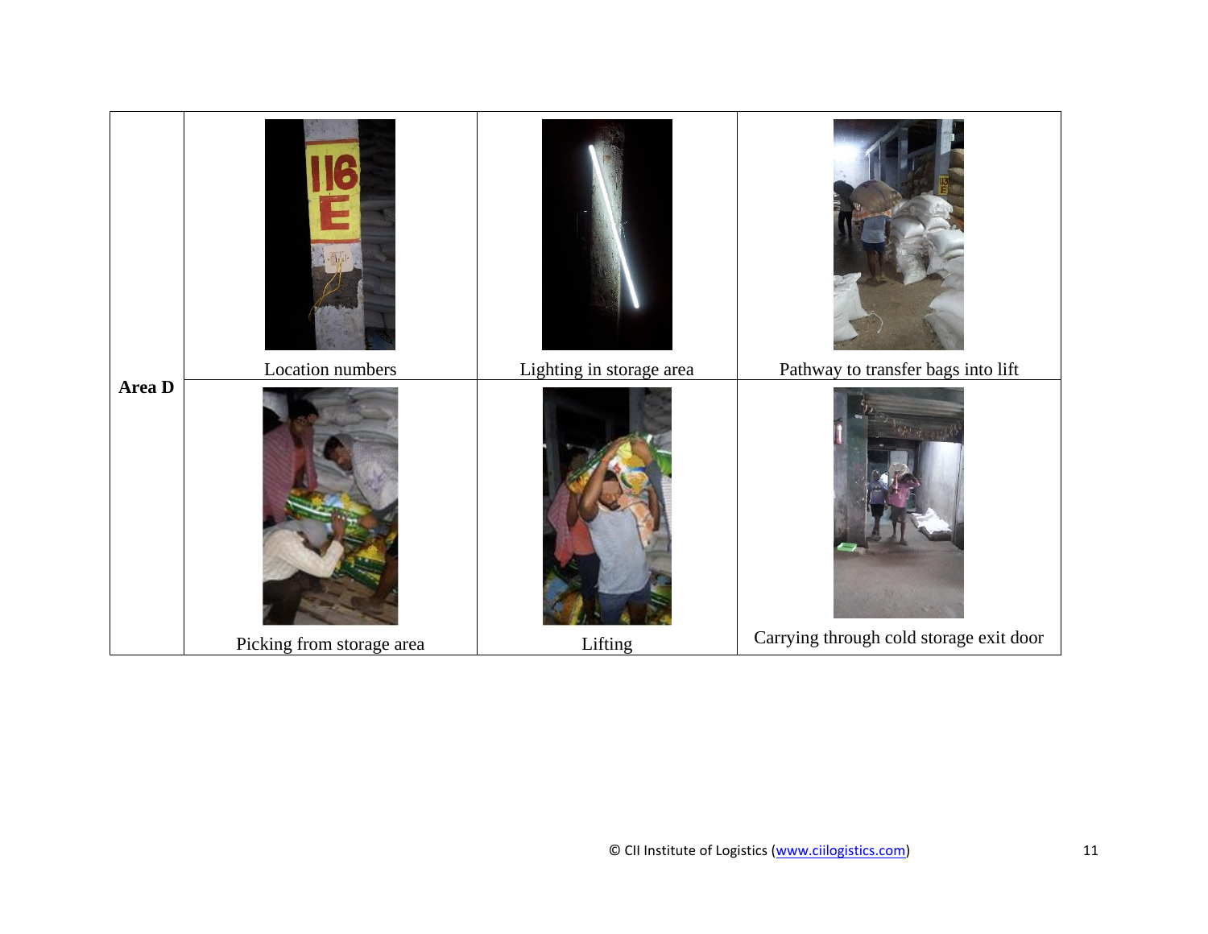| Area D | Location numbers | Lighting in storage area | Pathway to transfer bags into lift |
| --- | --- | --- | --- |
| | Picking from storage area | Lifting | Carrying through cold storage exit door |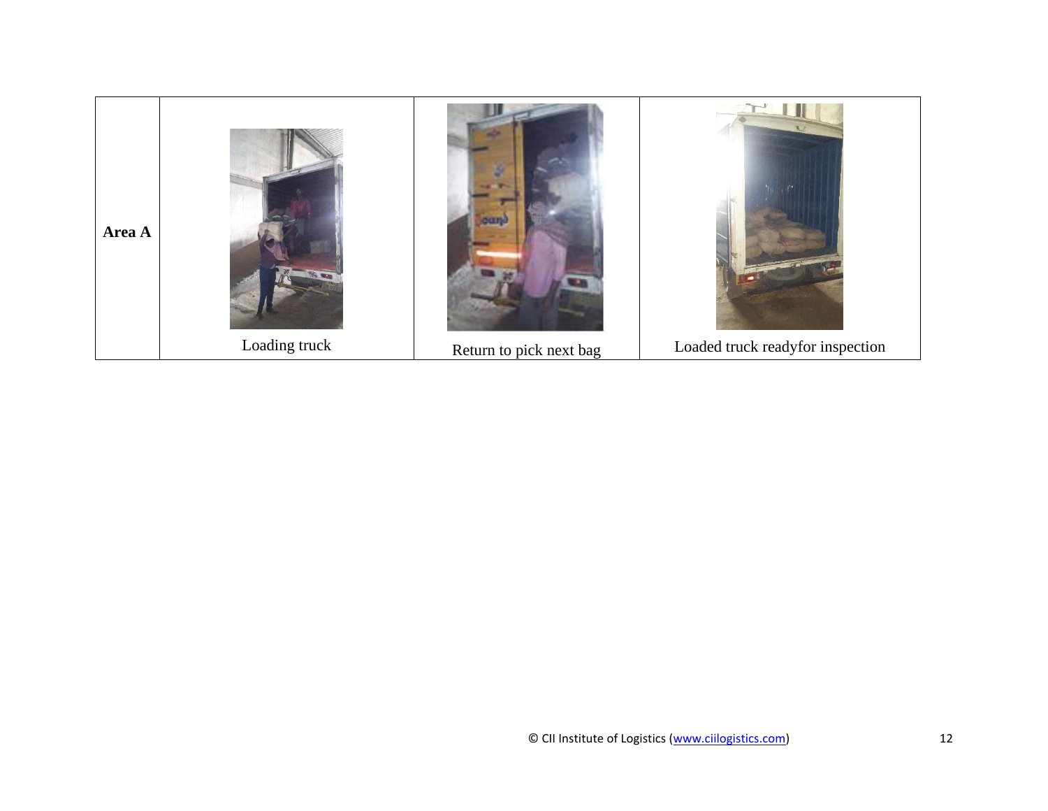| | | | |
|---|---|---|---|
| **Area A** | Loading truck | Return to pick next bag | Loaded truck readyfor inspection |